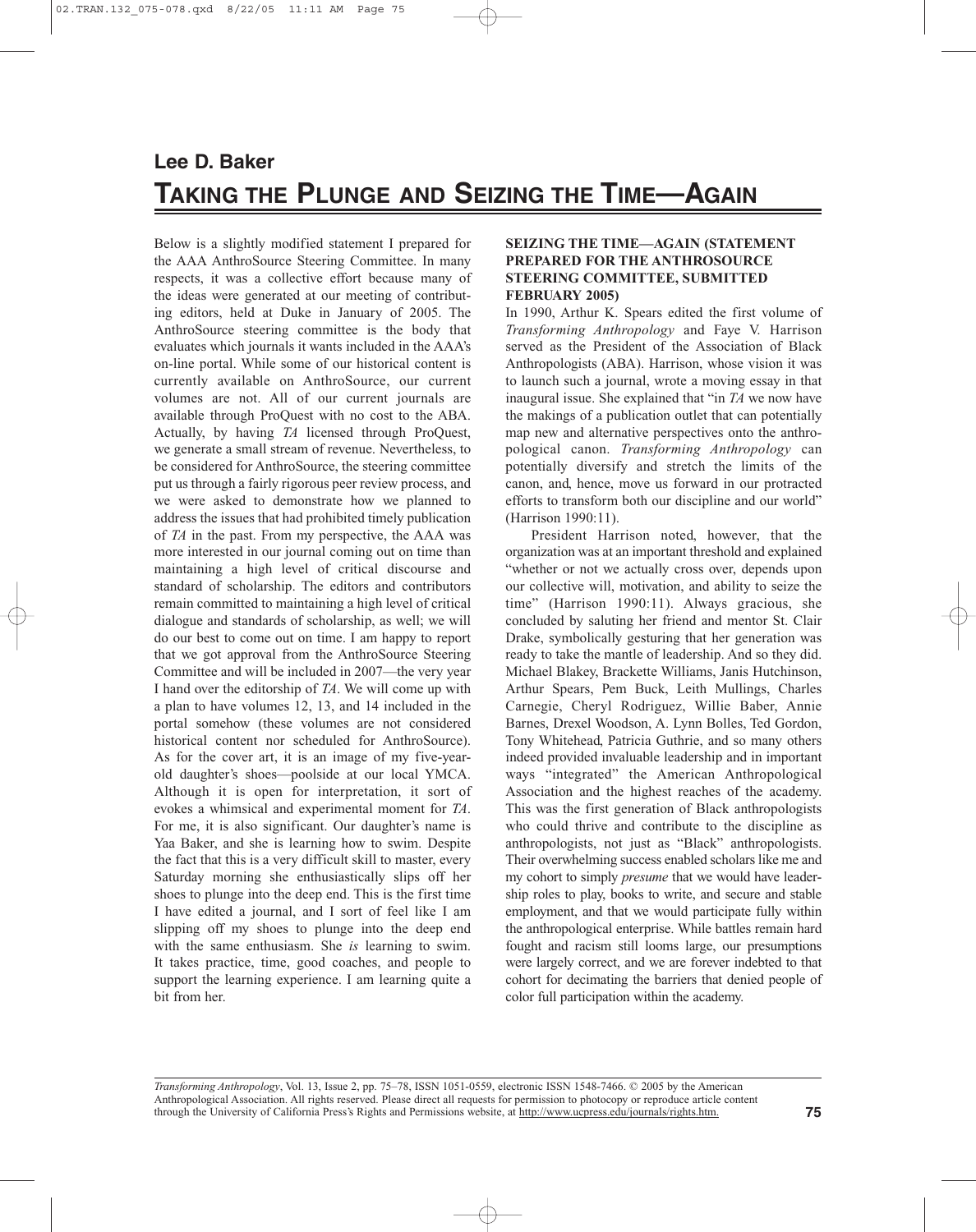# Lee D. Baker

# TAKING THE PLUNGE AND SEIZING THE TIME—AGAIN

Below is a slightly modified statement I prepared for the AAA AnthroSource Steering Committee. In many respects, it was a collective effort because many of the ideas were generated at our meeting of contributing editors, held at Duke in January of 2005. The AnthroSource steering committee is the body that evaluates which journals it wants included in the AAA's on-line portal. While some of our historical content is currently available on AnthroSource, our current volumes are not. All of our current journals are available through ProQuest with no cost to the ABA. Actually, by having *TA* licensed through ProQuest, we generate a small stream of revenue. Nevertheless, to be considered for AnthroSource, the steering committee put us through a fairly rigorous peer review process, and we were asked to demonstrate how we planned to address the issues that had prohibited timely publication of *TA* in the past. From my perspective, the AAA was more interested in our journal coming out on time than maintaining a high level of critical discourse and standard of scholarship. The editors and contributors remain committed to maintaining a high level of critical dialogue and standards of scholarship, as well; we will do our best to come out on time. I am happy to report that we got approval from the AnthroSource Steering Committee and will be included in 2007—the very year I hand over the editorship of *TA*. We will come up with a plan to have volumes 12, 13, and 14 included in the portal somehow (these volumes are not considered historical content nor scheduled for AnthroSource). As for the cover art, it is an image of my five-year-old daughter's shoes—poolside at our local YMCA. Although it is open for interpretation, it sort of evokes a whimsical and experimental moment for *TA*. For me, it is also significant. Our daughter's name is Yaa Baker, and she is learning how to swim. Despite the fact that this is a very difficult skill to master, every Saturday morning she enthusiastically slips off her shoes to plunge into the deep end. This is the first time I have edited a journal, and I sort of feel like I am slipping off my shoes to plunge into the deep end with the same enthusiasm. She *is* learning to swim. It takes practice, time, good coaches, and people to support the learning experience. I am learning quite a bit from her.

**SEIZING THE TIME—AGAIN (STATEMENT PREPARED FOR THE ANTHROSOURCE STEERING COMMITTEE, SUBMITTED FEBRUARY 2005)**

In 1990, Arthur K. Spears edited the first volume of *Transforming Anthropology* and Faye V. Harrison served as the President of the Association of Black Anthropologists (ABA). Harrison, whose vision it was to launch such a journal, wrote a moving essay in that inaugural issue. She explained that "in *TA* we now have the makings of a publication outlet that can potentially map new and alternative perspectives onto the anthropological canon. *Transforming Anthropology* can potentially diversify and stretch the limits of the canon, and, hence, move us forward in our protracted efforts to transform both our discipline and our world" (Harrison 1990:11).

President Harrison noted, however, that the organization was at an important threshold and explained "whether or not we actually cross over, depends upon our collective will, motivation, and ability to seize the time" (Harrison 1990:11). Always gracious, she concluded by saluting her friend and mentor St. Clair Drake, symbolically gesturing that her generation was ready to take the mantle of leadership. And so they did. Michael Blakey, Brackette Williams, Janis Hutchinson, Arthur Spears, Pem Buck, Leith Mullings, Charles Carnegie, Cheryl Rodriguez, Willie Baber, Annie Barnes, Drexel Woodson, A. Lynn Bolles, Ted Gordon, Tony Whitehead, Patricia Guthrie, and so many others indeed provided invaluable leadership and in important ways "integrated" the American Anthropological Association and the highest reaches of the academy. This was the first generation of Black anthropologists who could thrive and contribute to the discipline as anthropologists, not just as "Black" anthropologists. Their overwhelming success enabled scholars like me and my cohort to simply *presume* that we would have leadership roles to play, books to write, and secure and stable employment, and that we would participate fully within the anthropological enterprise. While battles remain hard fought and racism still looms large, our presumptions were largely correct, and we are forever indebted to that cohort for decimating the barriers that denied people of color full participation within the academy.

*Transforming Anthropology*, Vol. 13, Issue 2, pp. 75–78, ISSN 1051-0559, electronic ISSN 1548-7466. © 2005 by the American Anthropological Association. All rights reserved. Please direct all requests for permission to photocopy or reproduce article content through the University of California Press's Rights and Permissions website, at http://www.ucpress.edu/journals/rights.htm.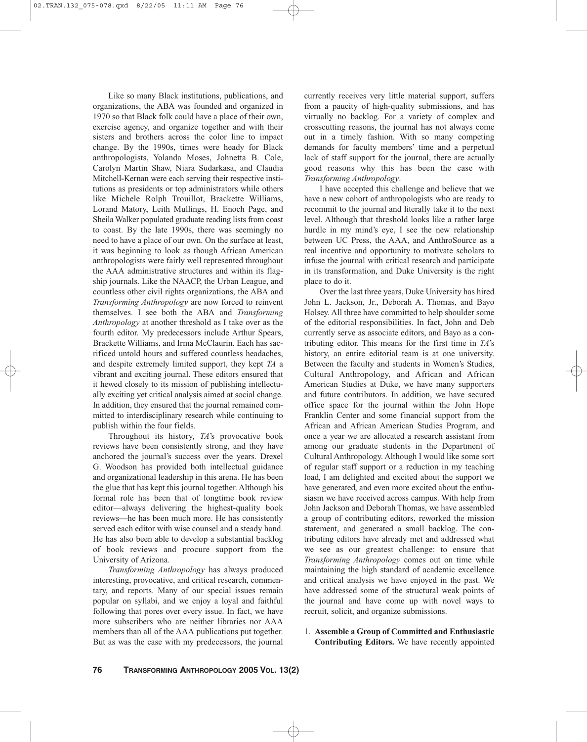Like so many Black institutions, publications, and organizations, the ABA was founded and organized in 1970 so that Black folk could have a place of their own, exercise agency, and organize together and with their sisters and brothers across the color line to impact change. By the 1990s, times were heady for Black anthropologists, Yolanda Moses, Johnetta B. Cole, Carolyn Martin Shaw, Niara Sudarkasa, and Claudia Mitchell-Kernan were each serving their respective institutions as presidents or top administrators while others like Michele Rolph Trouillot, Brackette Williams, Lorand Matory, Leith Mullings, H. Enoch Page, and Sheila Walker populated graduate reading lists from coast to coast. By the late 1990s, there was seemingly no need to have a place of our own. On the surface at least, it was beginning to look as though African American anthropologists were fairly well represented throughout the AAA administrative structures and within its flagship journals. Like the NAACP, the Urban League, and countless other civil rights organizations, the ABA and *Transforming Anthropology* are now forced to reinvent themselves. I see both the ABA and *Transforming Anthropology* at another threshold as I take over as the fourth editor. My predecessors include Arthur Spears, Brackette Williams, and Irma McClaurin. Each has sacrificed untold hours and suffered countless headaches, and despite extremely limited support, they kept *TA* a vibrant and exciting journal. These editors ensured that it hewed closely to its mission of publishing intellectually exciting yet critical analysis aimed at social change. In addition, they ensured that the journal remained committed to interdisciplinary research while continuing to publish within the four fields.

Throughout its history, *TA*'s provocative book reviews have been consistently strong, and they have anchored the journal's success over the years. Drexel G. Woodson has provided both intellectual guidance and organizational leadership in this arena. He has been the glue that has kept this journal together. Although his formal role has been that of longtime book review editor—always delivering the highest-quality book reviews—he has been much more. He has consistently served each editor with wise counsel and a steady hand. He has also been able to develop a substantial backlog of book reviews and procure support from the University of Arizona.

*Transforming Anthropology* has always produced interesting, provocative, and critical research, commentary, and reports. Many of our special issues remain popular on syllabi, and we enjoy a loyal and faithful following that pores over every issue. In fact, we have more subscribers who are neither libraries nor AAA members than all of the AAA publications put together. But as was the case with my predecessors, the journal currently receives very little material support, suffers from a paucity of high-quality submissions, and has virtually no backlog. For a variety of complex and crosscutting reasons, the journal has not always come out in a timely fashion. With so many competing demands for faculty members' time and a perpetual lack of staff support for the journal, there are actually good reasons why this has been the case with *Transforming Anthropology*.

I have accepted this challenge and believe that we have a new cohort of anthropologists who are ready to recommit to the journal and literally take it to the next level. Although that threshold looks like a rather large hurdle in my mind's eye, I see the new relationship between UC Press, the AAA, and AnthroSource as a real incentive and opportunity to motivate scholars to infuse the journal with critical research and participate in its transformation, and Duke University is the right place to do it.

Over the last three years, Duke University has hired John L. Jackson, Jr., Deborah A. Thomas, and Bayo Holsey. All three have committed to help shoulder some of the editorial responsibilities. In fact, John and Deb currently serve as associate editors, and Bayo as a contributing editor. This means for the first time in *TA*'s history, an entire editorial team is at one university. Between the faculty and students in Women's Studies, Cultural Anthropology, and African and African American Studies at Duke, we have many supporters and future contributors. In addition, we have secured office space for the journal within the John Hope Franklin Center and some financial support from the African and African American Studies Program, and once a year we are allocated a research assistant from among our graduate students in the Department of Cultural Anthropology. Although I would like some sort of regular staff support or a reduction in my teaching load, I am delighted and excited about the support we have generated, and even more excited about the enthusiasm we have received across campus. With help from John Jackson and Deborah Thomas, we have assembled a group of contributing editors, reworked the mission statement, and generated a small backlog. The contributing editors have already met and addressed what we see as our greatest challenge: to ensure that *Transforming Anthropology* comes out on time while maintaining the high standard of academic excellence and critical analysis we have enjoyed in the past. We have addressed some of the structural weak points of the journal and have come up with novel ways to recruit, solicit, and organize submissions.

1. **Assemble a Group of Committed and Enthusiastic Contributing Editors.** We have recently appointed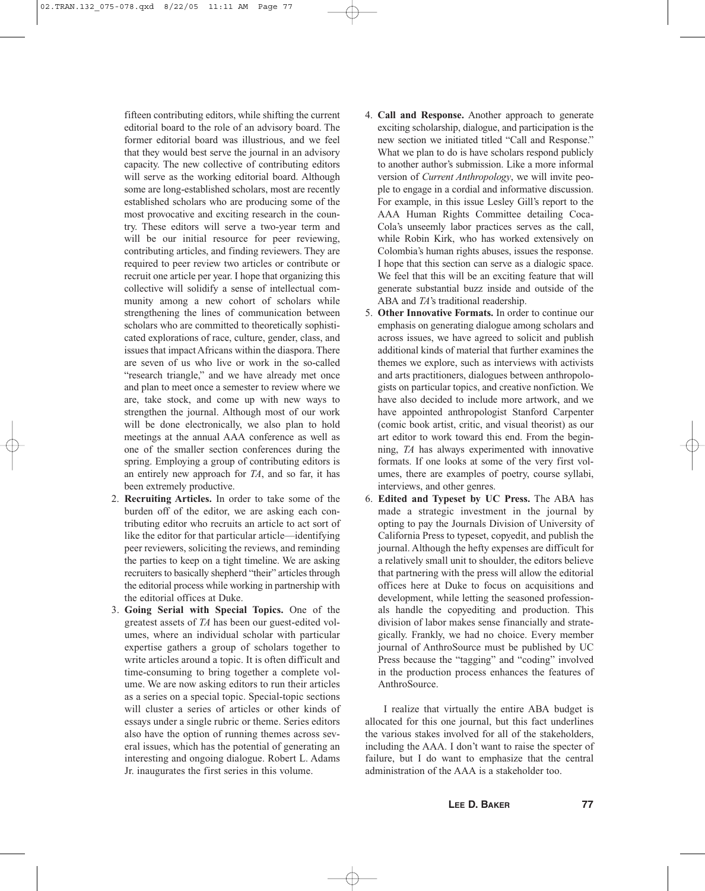fifteen contributing editors, while shifting the current editorial board to the role of an advisory board. The former editorial board was illustrious, and we feel that they would best serve the journal in an advisory capacity. The new collective of contributing editors will serve as the working editorial board. Although some are long-established scholars, most are recently established scholars who are producing some of the most provocative and exciting research in the country. These editors will serve a two-year term and will be our initial resource for peer reviewing, contributing articles, and finding reviewers. They are required to peer review two articles or contribute or recruit one article per year. I hope that organizing this collective will solidify a sense of intellectual community among a new cohort of scholars while strengthening the lines of communication between scholars who are committed to theoretically sophisticated explorations of race, culture, gender, class, and issues that impact Africans within the diaspora. There are seven of us who live or work in the so-called "research triangle," and we have already met once and plan to meet once a semester to review where we are, take stock, and come up with new ways to strengthen the journal. Although most of our work will be done electronically, we also plan to hold meetings at the annual AAA conference as well as one of the smaller section conferences during the spring. Employing a group of contributing editors is an entirely new approach for *TA*, and so far, it has been extremely productive.

2. **Recruiting Articles.** In order to take some of the burden off of the editor, we are asking each contributing editor who recruits an article to act sort of like the editor for that particular article—identifying peer reviewers, soliciting the reviews, and reminding the parties to keep on a tight timeline. We are asking recruiters to basically shepherd "their" articles through the editorial process while working in partnership with the editorial offices at Duke.
3. **Going Serial with Special Topics.** One of the greatest assets of *TA* has been our guest-edited volumes, where an individual scholar with particular expertise gathers a group of scholars together to write articles around a topic. It is often difficult and time-consuming to bring together a complete volume. We are now asking editors to run their articles as a series on a special topic. Special-topic sections will cluster a series of articles or other kinds of essays under a single rubric or theme. Series editors also have the option of running themes across several issues, which has the potential of generating an interesting and ongoing dialogue. Robert L. Adams Jr. inaugurates the first series in this volume.
4. **Call and Response.** Another approach to generate exciting scholarship, dialogue, and participation is the new section we initiated titled "Call and Response." What we plan to do is have scholars respond publicly to another author's submission. Like a more informal version of *Current Anthropology*, we will invite people to engage in a cordial and informative discussion. For example, in this issue Lesley Gill's report to the AAA Human Rights Committee detailing Coca-Cola's unseemly labor practices serves as the call, while Robin Kirk, who has worked extensively on Colombia's human rights abuses, issues the response. I hope that this section can serve as a dialogic space. We feel that this will be an exciting feature that will generate substantial buzz inside and outside of the ABA and *TA*'s traditional readership.
5. **Other Innovative Formats.** In order to continue our emphasis on generating dialogue among scholars and across issues, we have agreed to solicit and publish additional kinds of material that further examines the themes we explore, such as interviews with activists and arts practitioners, dialogues between anthropologists on particular topics, and creative nonfiction. We have also decided to include more artwork, and we have appointed anthropologist Stanford Carpenter (comic book artist, critic, and visual theorist) as our art editor to work toward this end. From the beginning, *TA* has always experimented with innovative formats. If one looks at some of the very first volumes, there are examples of poetry, course syllabi, interviews, and other genres.
6. **Edited and Typeset by UC Press.** The ABA has made a strategic investment in the journal by opting to pay the Journals Division of University of California Press to typeset, copyedit, and publish the journal. Although the hefty expenses are difficult for a relatively small unit to shoulder, the editors believe that partnering with the press will allow the editorial offices here at Duke to focus on acquisitions and development, while letting the seasoned professionals handle the copyediting and production. This division of labor makes sense financially and strategically. Frankly, we had no choice. Every member journal of AnthroSource must be published by UC Press because the "tagging" and "coding" involved in the production process enhances the features of AnthroSource.

I realize that virtually the entire ABA budget is allocated for this one journal, but this fact underlines the various stakes involved for all of the stakeholders, including the AAA. I don't want to raise the specter of failure, but I do want to emphasize that the central administration of the AAA is a stakeholder too.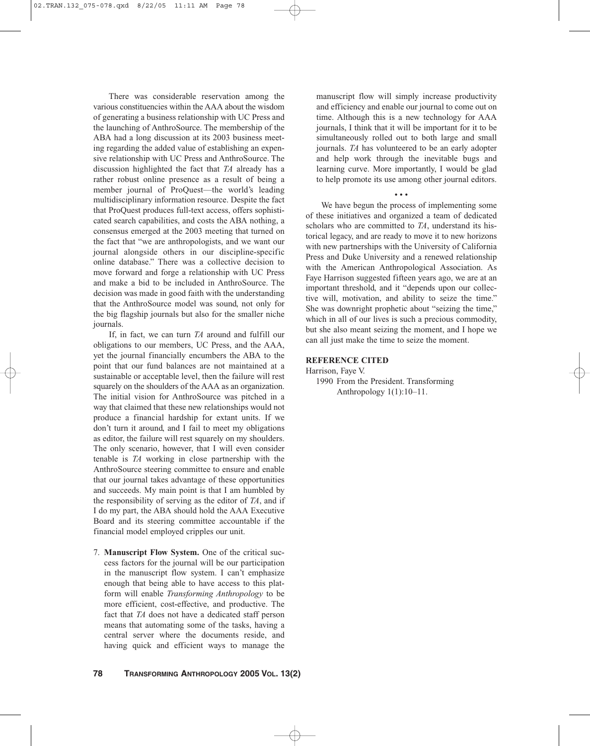There was considerable reservation among the various constituencies within the AAA about the wisdom of generating a business relationship with UC Press and the launching of AnthroSource. The membership of the ABA had a long discussion at its 2003 business meeting regarding the added value of establishing an expensive relationship with UC Press and AnthroSource. The discussion highlighted the fact that *TA* already has a rather robust online presence as a result of being a member journal of ProQuest—the world's leading multidisciplinary information resource. Despite the fact that ProQuest produces full-text access, offers sophisticated search capabilities, and costs the ABA nothing, a consensus emerged at the 2003 meeting that turned on the fact that "we are anthropologists, and we want our journal alongside others in our discipline-specific online database." There was a collective decision to move forward and forge a relationship with UC Press and make a bid to be included in AnthroSource. The decision was made in good faith with the understanding that the AnthroSource model was sound, not only for the big flagship journals but also for the smaller niche journals.

If, in fact, we can turn *TA* around and fulfill our obligations to our members, UC Press, and the AAA, yet the journal financially encumbers the ABA to the point that our fund balances are not maintained at a sustainable or acceptable level, then the failure will rest squarely on the shoulders of the AAA as an organization. The initial vision for AnthroSource was pitched in a way that claimed that these new relationships would not produce a financial hardship for extant units. If we don't turn it around, and I fail to meet my obligations as editor, the failure will rest squarely on my shoulders. The only scenario, however, that I will even consider tenable is *TA* working in close partnership with the AnthroSource steering committee to ensure and enable that our journal takes advantage of these opportunities and succeeds. My main point is that I am humbled by the responsibility of serving as the editor of *TA*, and if I do my part, the ABA should hold the AAA Executive Board and its steering committee accountable if the financial model employed cripples our unit.

7. **Manuscript Flow System.** One of the critical success factors for the journal will be our participation in the manuscript flow system. I can't emphasize enough that being able to have access to this platform will enable *Transforming Anthropology* to be more efficient, cost-effective, and productive. The fact that *TA* does not have a dedicated staff person means that automating some of the tasks, having a central server where the documents reside, and having quick and efficient ways to manage the manuscript flow will simply increase productivity and efficiency and enable our journal to come out on time. Although this is a new technology for AAA journals, I think that it will be important for it to be simultaneously rolled out to both large and small journals. *TA* has volunteered to be an early adopter and help work through the inevitable bugs and learning curve. More importantly, I would be glad to help promote its use among other journal editors.

• • •

We have begun the process of implementing some of these initiatives and organized a team of dedicated scholars who are committed to *TA*, understand its historical legacy, and are ready to move it to new horizons with new partnerships with the University of California Press and Duke University and a renewed relationship with the American Anthropological Association. As Faye Harrison suggested fifteen years ago, we are at an important threshold, and it "depends upon our collective will, motivation, and ability to seize the time." She was downright prophetic about "seizing the time," which in all of our lives is such a precious commodity, but she also meant seizing the moment, and I hope we can all just make the time to seize the moment.

## REFERENCE CITED

Harrison, Faye V.
1990 From the President. Transforming Anthropology 1(1):10–11.